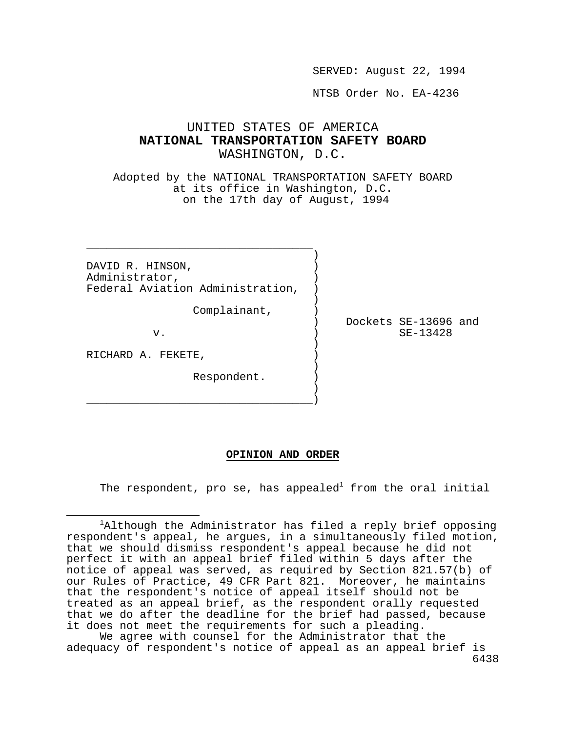SERVED: August 22, 1994

NTSB Order No. EA-4236

# UNITED STATES OF AMERICA
# NATIONAL TRANSPORTATION SAFETY BOARD
## WASHINGTON, D.C.

Adopted by the NATIONAL TRANSPORTATION SAFETY BOARD at its office in Washington, D.C. on the 17th day of August, 1994

DAVID R. HINSON,
Administrator,
Federal Aviation Administration,

Complainant,

v.

RICHARD A. FEKETE,

Respondent.

Dockets SE-13696 and SE-13428

**OPINION AND ORDER**

The respondent, pro se, has appealed[1] from the oral initial

---

[1]Although the Administrator has filed a reply brief opposing respondent's appeal, he argues, in a simultaneously filed motion, that we should dismiss respondent's appeal because he did not perfect it with an appeal brief filed within 5 days after the notice of appeal was served, as required by Section 821.57(b) of our Rules of Practice, 49 CFR Part 821. Moreover, he maintains that the respondent's notice of appeal itself should not be treated as an appeal brief, as the respondent orally requested that we do after the deadline for the brief had passed, because it does not meet the requirements for such a pleading.

We agree with counsel for the Administrator that the adequacy of respondent's notice of appeal as an appeal brief is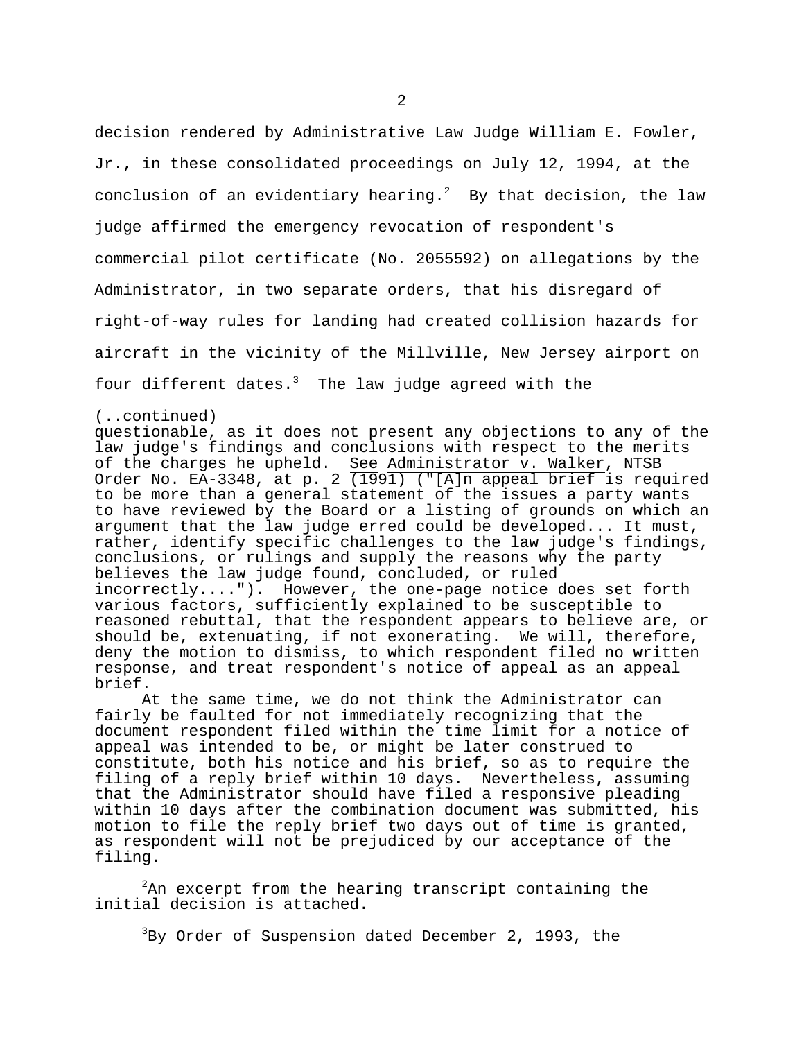decision rendered by Administrative Law Judge William E. Fowler, Jr., in these consolidated proceedings on July 12, 1994, at the conclusion of an evidentiary hearing.[2] By that decision, the law judge affirmed the emergency revocation of respondent's commercial pilot certificate (No. 2055592) on allegations by the Administrator, in two separate orders, that his disregard of right-of-way rules for landing had created collision hazards for aircraft in the vicinity of the Millville, New Jersey airport on four different dates.[3] The law judge agreed with the

(..continued)
questionable, as it does not present any objections to any of the law judge's findings and conclusions with respect to the merits of the charges he upheld. See Administrator v. Walker, NTSB Order No. EA-3348, at p. 2 (1991) ("[A]n appeal brief is required to be more than a general statement of the issues a party wants to have reviewed by the Board or a listing of grounds on which an argument that the law judge erred could be developed... It must, rather, identify specific challenges to the law judge's findings, conclusions, or rulings and supply the reasons why the party believes the law judge found, concluded, or ruled incorrectly...."). However, the one-page notice does set forth various factors, sufficiently explained to be susceptible to reasoned rebuttal, that the respondent appears to believe are, or should be, extenuating, if not exonerating. We will, therefore, deny the motion to dismiss, to which respondent filed no written response, and treat respondent's notice of appeal as an appeal brief.

At the same time, we do not think the Administrator can fairly be faulted for not immediately recognizing that the document respondent filed within the time limit for a notice of appeal was intended to be, or might be later construed to constitute, both his notice and his brief, so as to require the filing of a reply brief within 10 days. Nevertheless, assuming that the Administrator should have filed a responsive pleading within 10 days after the combination document was submitted, his motion to file the reply brief two days out of time is granted, as respondent will not be prejudiced by our acceptance of the filing.

[2]An excerpt from the hearing transcript containing the initial decision is attached.

[3]By Order of Suspension dated December 2, 1993, the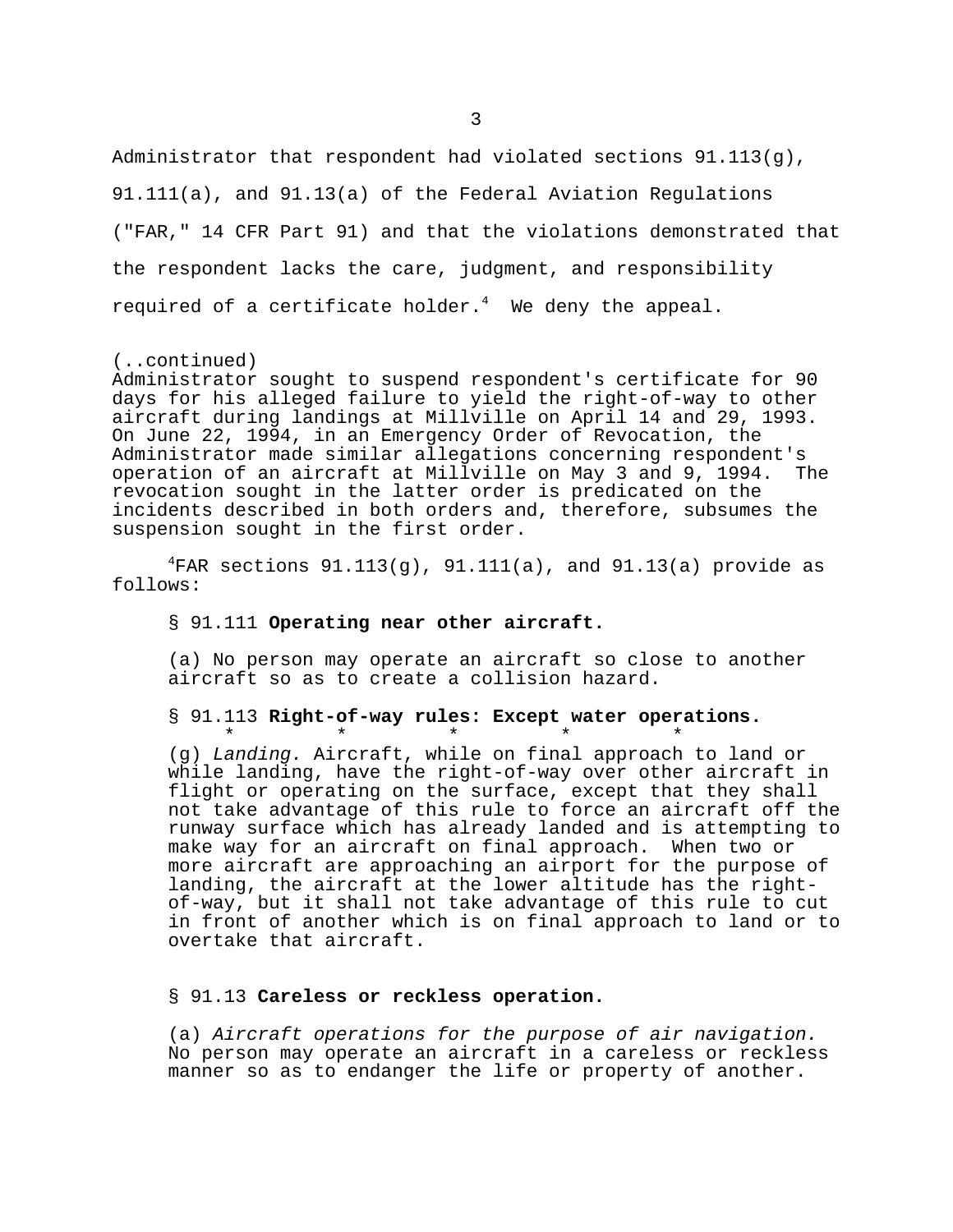Administrator that respondent had violated sections 91.113(g), 91.111(a), and 91.13(a) of the Federal Aviation Regulations ("FAR," 14 CFR Part 91) and that the violations demonstrated that the respondent lacks the care, judgment, and responsibility required of a certificate holder.[4] We deny the appeal.

(..continued)
Administrator sought to suspend respondent's certificate for 90 days for his alleged failure to yield the right-of-way to other aircraft during landings at Millville on April 14 and 29, 1993. On June 22, 1994, in an Emergency Order of Revocation, the Administrator made similar allegations concerning respondent's operation of an aircraft at Millville on May 3 and 9, 1994. The revocation sought in the latter order is predicated on the incidents described in both orders and, therefore, subsumes the suspension sought in the first order.

[4]FAR sections 91.113(g), 91.111(a), and 91.13(a) provide as follows:

§ 91.111 **Operating near other aircraft.**

(a) No person may operate an aircraft so close to another aircraft so as to create a collision hazard.

§ 91.113 **Right-of-way rules: Except water operations.**

\*　　\*　　\*　　\*　　\*

(g) *Landing.* Aircraft, while on final approach to land or while landing, have the right-of-way over other aircraft in flight or operating on the surface, except that they shall not take advantage of this rule to force an aircraft off the runway surface which has already landed and is attempting to make way for an aircraft on final approach. When two or more aircraft are approaching an airport for the purpose of landing, the aircraft at the lower altitude has the right-of-way, but it shall not take advantage of this rule to cut in front of another which is on final approach to land or to overtake that aircraft.

§ 91.13 **Careless or reckless operation.**

(a) *Aircraft operations for the purpose of air navigation.* No person may operate an aircraft in a careless or reckless manner so as to endanger the life or property of another.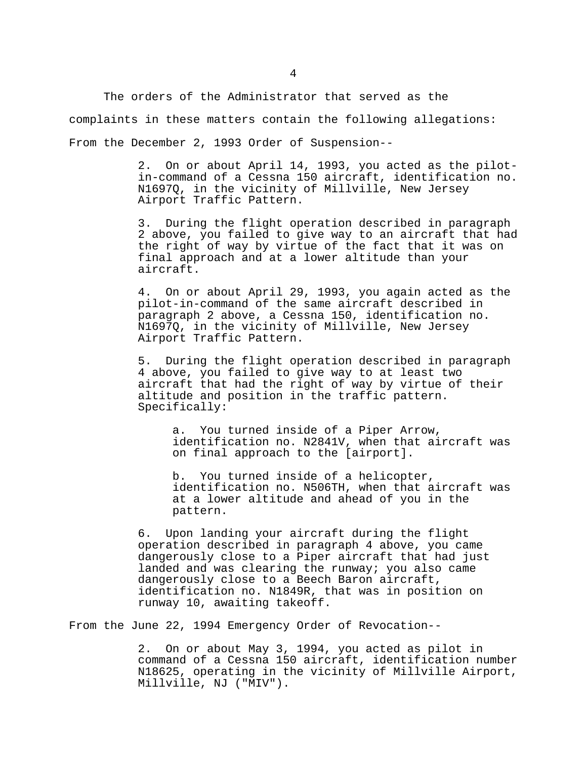The orders of the Administrator that served as the complaints in these matters contain the following allegations:

From the December 2, 1993 Order of Suspension--

> 2. On or about April 14, 1993, you acted as the pilot-in-command of a Cessna 150 aircraft, identification no. N1697Q, in the vicinity of Millville, New Jersey Airport Traffic Pattern.
>
> 3. During the flight operation described in paragraph 2 above, you failed to give way to an aircraft that had the right of way by virtue of the fact that it was on final approach and at a lower altitude than your aircraft.
>
> 4. On or about April 29, 1993, you again acted as the pilot-in-command of the same aircraft described in paragraph 2 above, a Cessna 150, identification no. N1697Q, in the vicinity of Millville, New Jersey Airport Traffic Pattern.
>
> 5. During the flight operation described in paragraph 4 above, you failed to give way to at least two aircraft that had the right of way by virtue of their altitude and position in the traffic pattern. Specifically:
>
> > a. You turned inside of a Piper Arrow, identification no. N2841V, when that aircraft was on final approach to the [airport].
> >
> > b. You turned inside of a helicopter, identification no. N506TH, when that aircraft was at a lower altitude and ahead of you in the pattern.
>
> 6. Upon landing your aircraft during the flight operation described in paragraph 4 above, you came dangerously close to a Piper aircraft that had just landed and was clearing the runway; you also came dangerously close to a Beech Baron aircraft, identification no. N1849R, that was in position on runway 10, awaiting takeoff.

From the June 22, 1994 Emergency Order of Revocation--

> 2. On or about May 3, 1994, you acted as pilot in command of a Cessna 150 aircraft, identification number N18625, operating in the vicinity of Millville Airport, Millville, NJ ("MIV").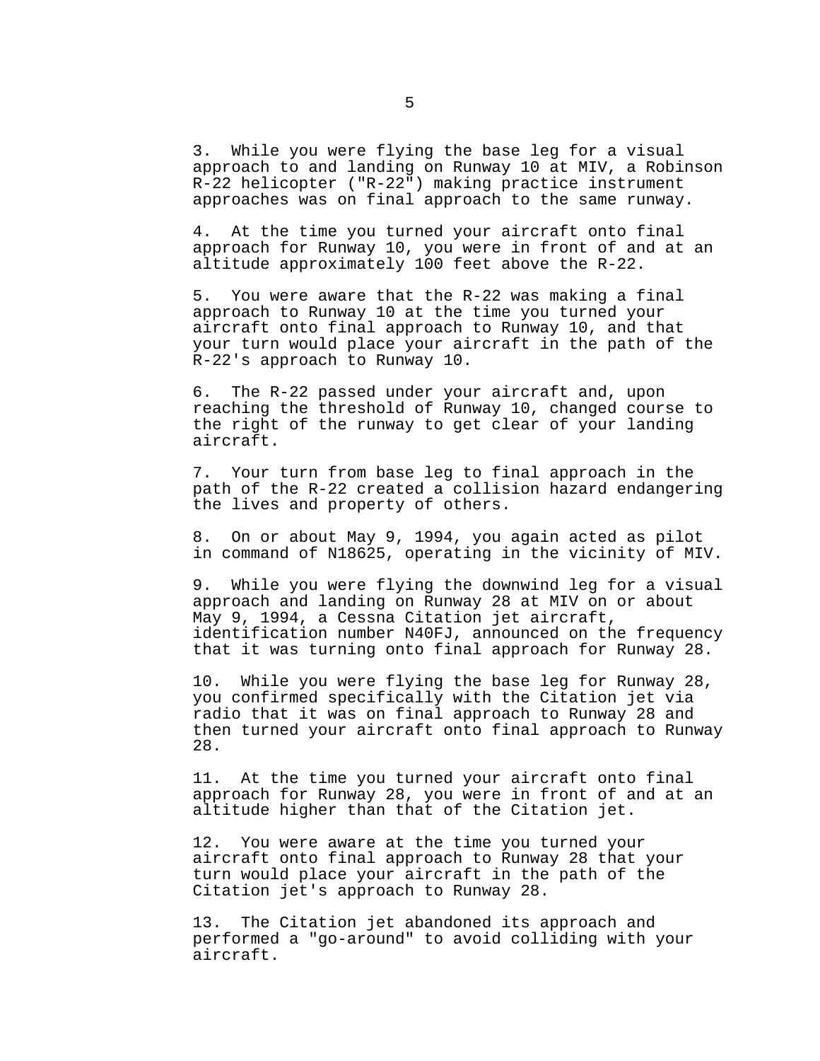3. While you were flying the base leg for a visual approach to and landing on Runway 10 at MIV, a Robinson R-22 helicopter ("R-22") making practice instrument approaches was on final approach to the same runway.

4. At the time you turned your aircraft onto final approach for Runway 10, you were in front of and at an altitude approximately 100 feet above the R-22.

5. You were aware that the R-22 was making a final approach to Runway 10 at the time you turned your aircraft onto final approach to Runway 10, and that your turn would place your aircraft in the path of the R-22's approach to Runway 10.

6. The R-22 passed under your aircraft and, upon reaching the threshold of Runway 10, changed course to the right of the runway to get clear of your landing aircraft.

7. Your turn from base leg to final approach in the path of the R-22 created a collision hazard endangering the lives and property of others.

8. On or about May 9, 1994, you again acted as pilot in command of N18625, operating in the vicinity of MIV.

9. While you were flying the downwind leg for a visual approach and landing on Runway 28 at MIV on or about May 9, 1994, a Cessna Citation jet aircraft, identification number N40FJ, announced on the frequency that it was turning onto final approach for Runway 28.

10. While you were flying the base leg for Runway 28, you confirmed specifically with the Citation jet via radio that it was on final approach to Runway 28 and then turned your aircraft onto final approach to Runway 28.

11. At the time you turned your aircraft onto final approach for Runway 28, you were in front of and at an altitude higher than that of the Citation jet.

12. You were aware at the time you turned your aircraft onto final approach to Runway 28 that your turn would place your aircraft in the path of the Citation jet's approach to Runway 28.

13. The Citation jet abandoned its approach and performed a "go-around" to avoid colliding with your aircraft.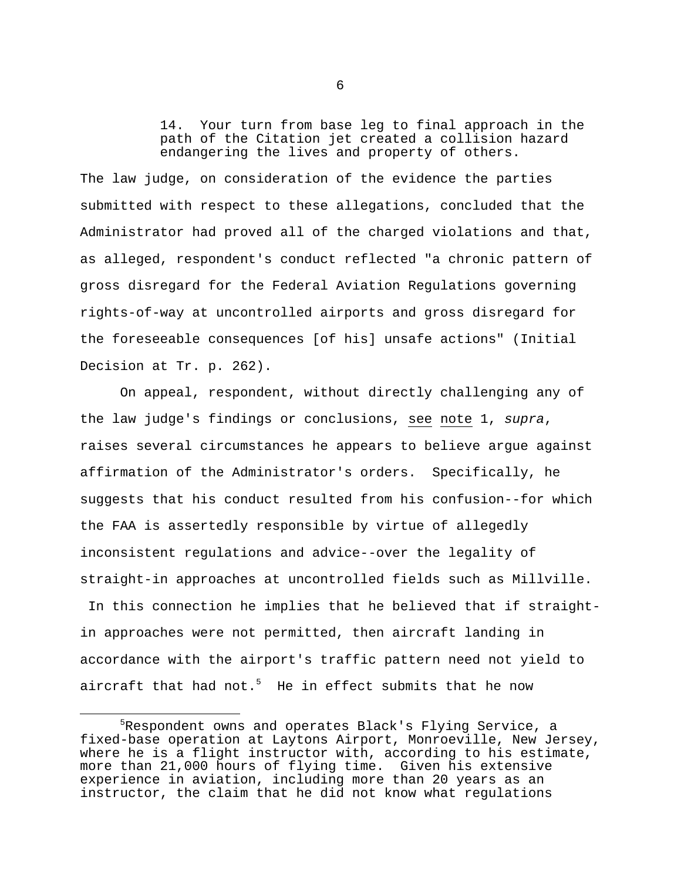> 14. Your turn from base leg to final approach in the path of the Citation jet created a collision hazard endangering the lives and property of others.

The law judge, on consideration of the evidence the parties submitted with respect to these allegations, concluded that the Administrator had proved all of the charged violations and that, as alleged, respondent's conduct reflected "a chronic pattern of gross disregard for the Federal Aviation Regulations governing rights-of-way at uncontrolled airports and gross disregard for the foreseeable consequences [of his] unsafe actions" (Initial Decision at Tr. p. 262).

On appeal, respondent, without directly challenging any of the law judge's findings or conclusions, see note 1, *supra*, raises several circumstances he appears to believe argue against affirmation of the Administrator's orders. Specifically, he suggests that his conduct resulted from his confusion--for which the FAA is assertedly responsible by virtue of allegedly inconsistent regulations and advice--over the legality of straight-in approaches at uncontrolled fields such as Millville. In this connection he implies that he believed that if straight-in approaches were not permitted, then aircraft landing in accordance with the airport's traffic pattern need not yield to aircraft that had not.[5] He in effect submits that he now

---

[5] Respondent owns and operates Black's Flying Service, a fixed-base operation at Laytons Airport, Monroeville, New Jersey, where he is a flight instructor with, according to his estimate, more than 21,000 hours of flying time. Given his extensive experience in aviation, including more than 20 years as an instructor, the claim that he did not know what regulations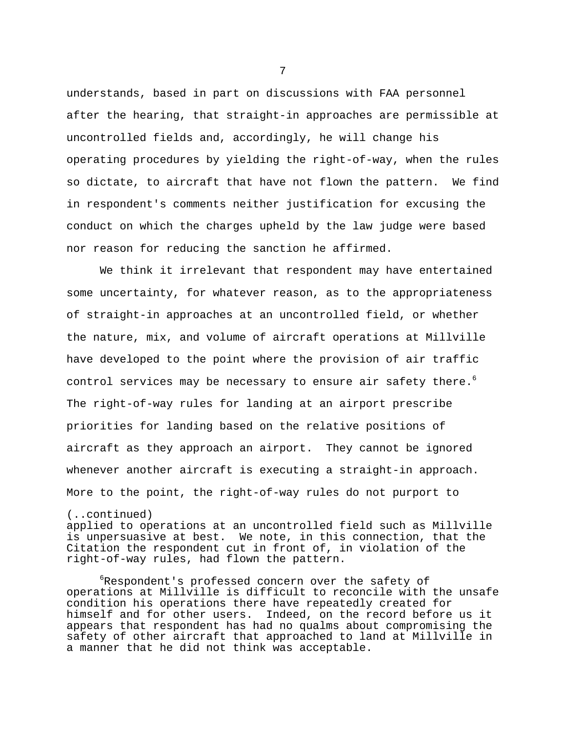understands, based in part on discussions with FAA personnel after the hearing, that straight-in approaches are permissible at uncontrolled fields and, accordingly, he will change his operating procedures by yielding the right-of-way, when the rules so dictate, to aircraft that have not flown the pattern. We find in respondent's comments neither justification for excusing the conduct on which the charges upheld by the law judge were based nor reason for reducing the sanction he affirmed.

We think it irrelevant that respondent may have entertained some uncertainty, for whatever reason, as to the appropriateness of straight-in approaches at an uncontrolled field, or whether the nature, mix, and volume of aircraft operations at Millville have developed to the point where the provision of air traffic control services may be necessary to ensure air safety there.[6] The right-of-way rules for landing at an airport prescribe priorities for landing based on the relative positions of aircraft as they approach an airport. They cannot be ignored whenever another aircraft is executing a straight-in approach. More to the point, the right-of-way rules do not purport to

(..continued)
applied to operations at an uncontrolled field such as Millville is unpersuasive at best. We note, in this connection, that the Citation the respondent cut in front of, in violation of the right-of-way rules, had flown the pattern.

[6]Respondent's professed concern over the safety of operations at Millville is difficult to reconcile with the unsafe condition his operations there have repeatedly created for himself and for other users. Indeed, on the record before us it appears that respondent has had no qualms about compromising the safety of other aircraft that approached to land at Millville in a manner that he did not think was acceptable.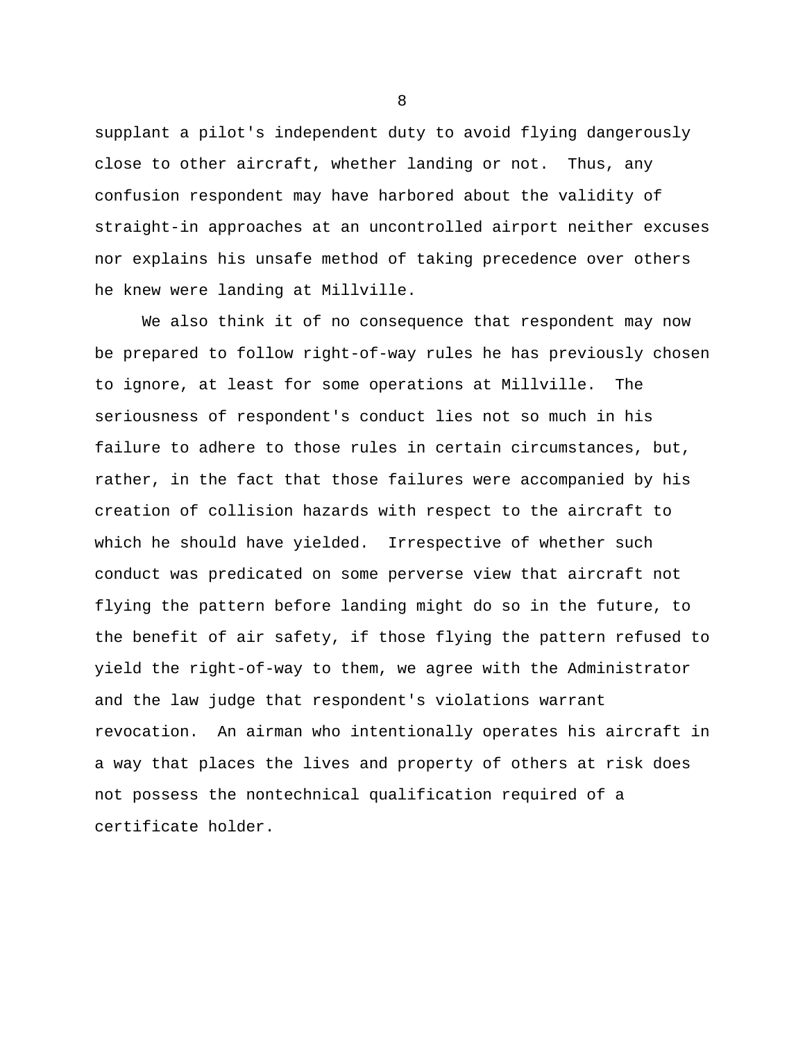supplant a pilot's independent duty to avoid flying dangerously close to other aircraft, whether landing or not. Thus, any confusion respondent may have harbored about the validity of straight-in approaches at an uncontrolled airport neither excuses nor explains his unsafe method of taking precedence over others he knew were landing at Millville.

We also think it of no consequence that respondent may now be prepared to follow right-of-way rules he has previously chosen to ignore, at least for some operations at Millville. The seriousness of respondent's conduct lies not so much in his failure to adhere to those rules in certain circumstances, but, rather, in the fact that those failures were accompanied by his creation of collision hazards with respect to the aircraft to which he should have yielded. Irrespective of whether such conduct was predicated on some perverse view that aircraft not flying the pattern before landing might do so in the future, to the benefit of air safety, if those flying the pattern refused to yield the right-of-way to them, we agree with the Administrator and the law judge that respondent's violations warrant revocation. An airman who intentionally operates his aircraft in a way that places the lives and property of others at risk does not possess the nontechnical qualification required of a certificate holder.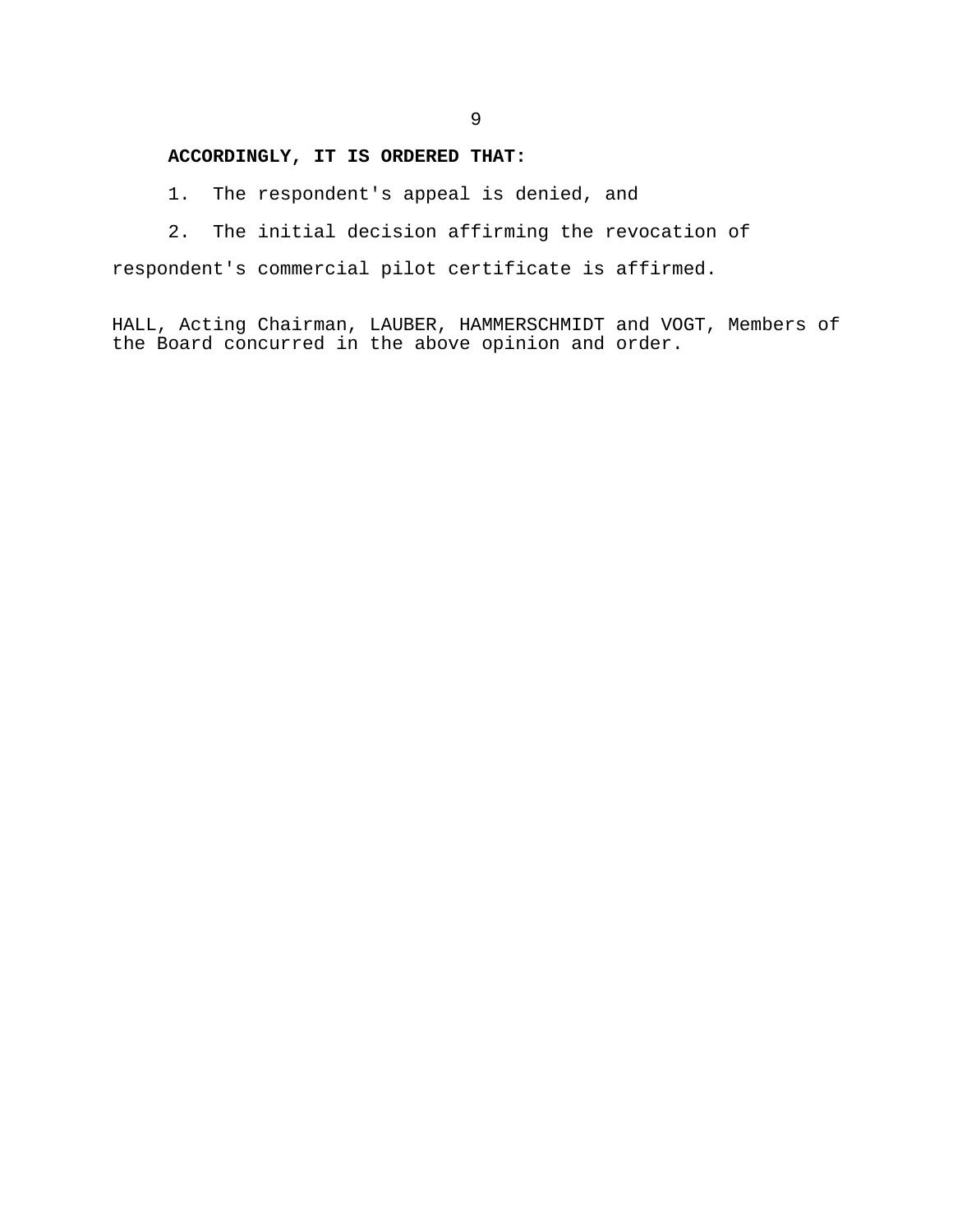**ACCORDINGLY, IT IS ORDERED THAT:**

1. The respondent's appeal is denied, and

2. The initial decision affirming the revocation of respondent's commercial pilot certificate is affirmed.

HALL, Acting Chairman, LAUBER, HAMMERSCHMIDT and VOGT, Members of the Board concurred in the above opinion and order.